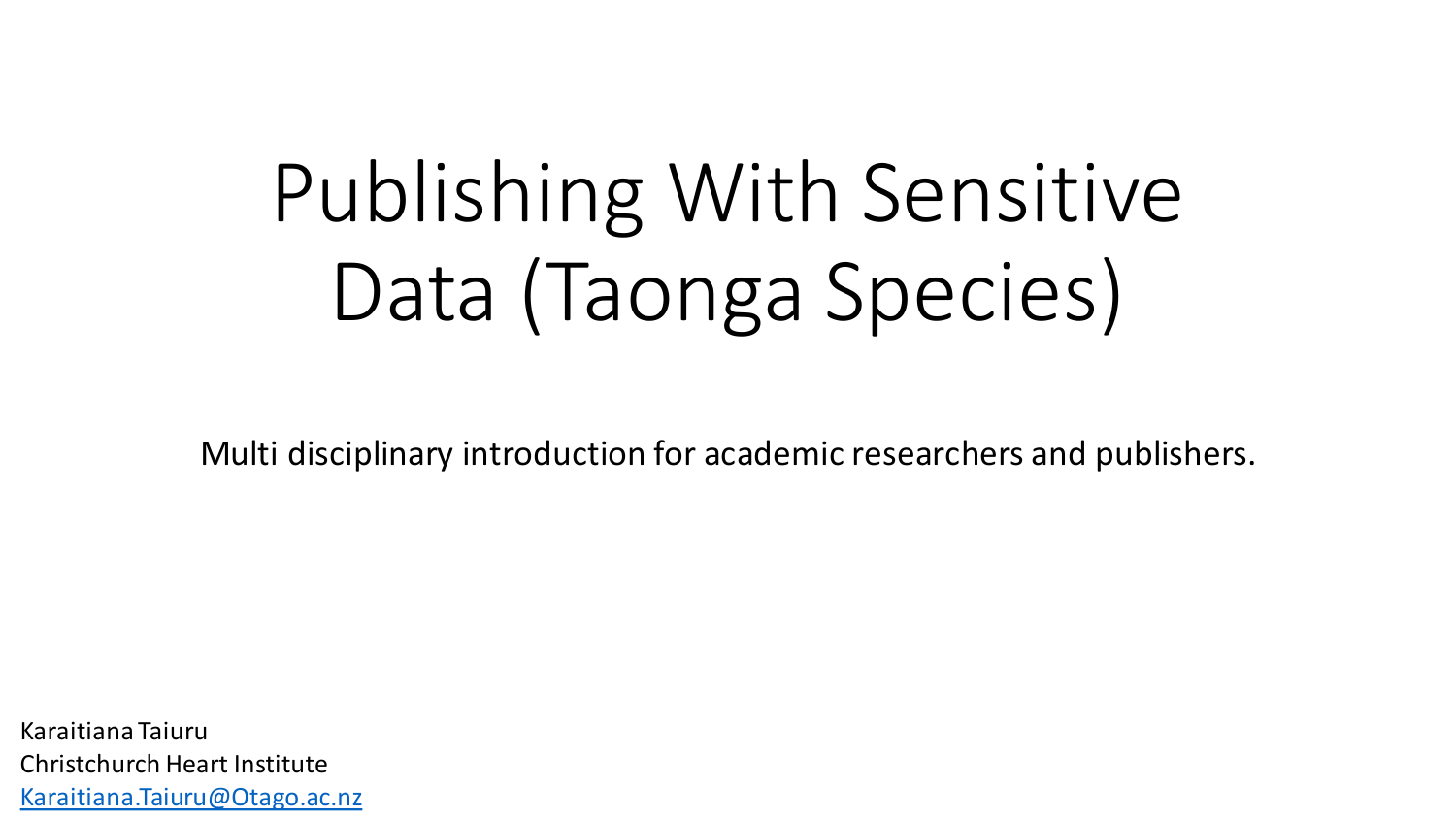# Publishing With Sensitive Data (Taonga Species)

Multi disciplinary introduction for academic researchers and publishers.

Karaitiana Taiuru
Christchurch Heart Institute
[Karaitiana.Taiuru@Otago.ac.nz](mailto:Karaitiana.Taiuru@Otago.ac.nz)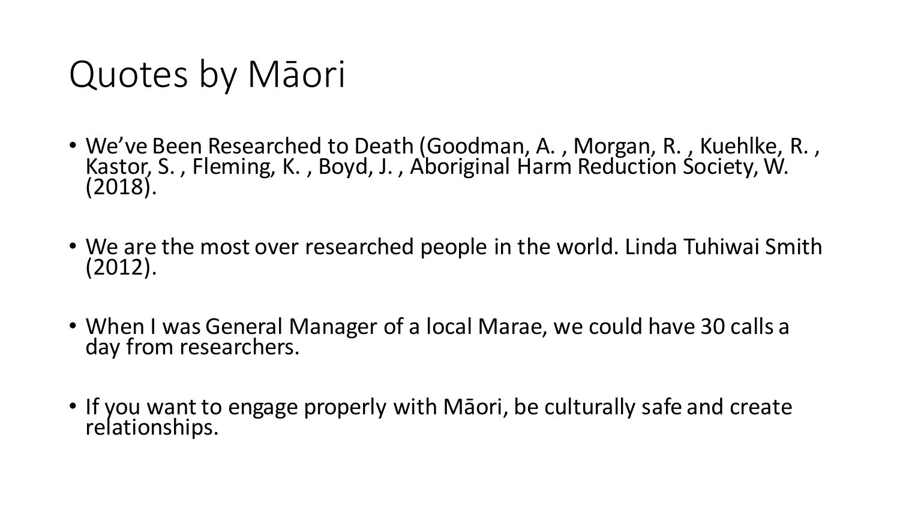# Quotes by Māori

- We've Been Researched to Death (Goodman, A. , Morgan, R. , Kuehlke, R. , Kastor, S. , Fleming, K. , Boyd, J. , Aboriginal Harm Reduction Society, W. (2018).
- We are the most over researched people in the world. Linda Tuhiwai Smith (2012).
- When I was General Manager of a local Marae, we could have 30 calls a day from researchers.
- If you want to engage properly with Māori, be culturally safe and create relationships.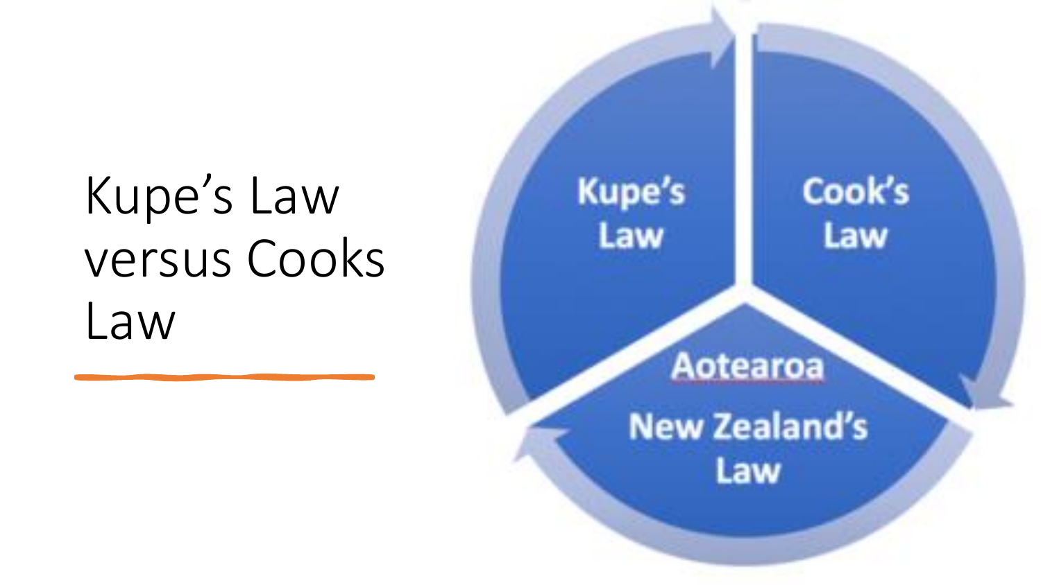# Kupe's Law versus Cooks Law

Kupe's Law

Cook's Law

Aotearoa New Zealand's Law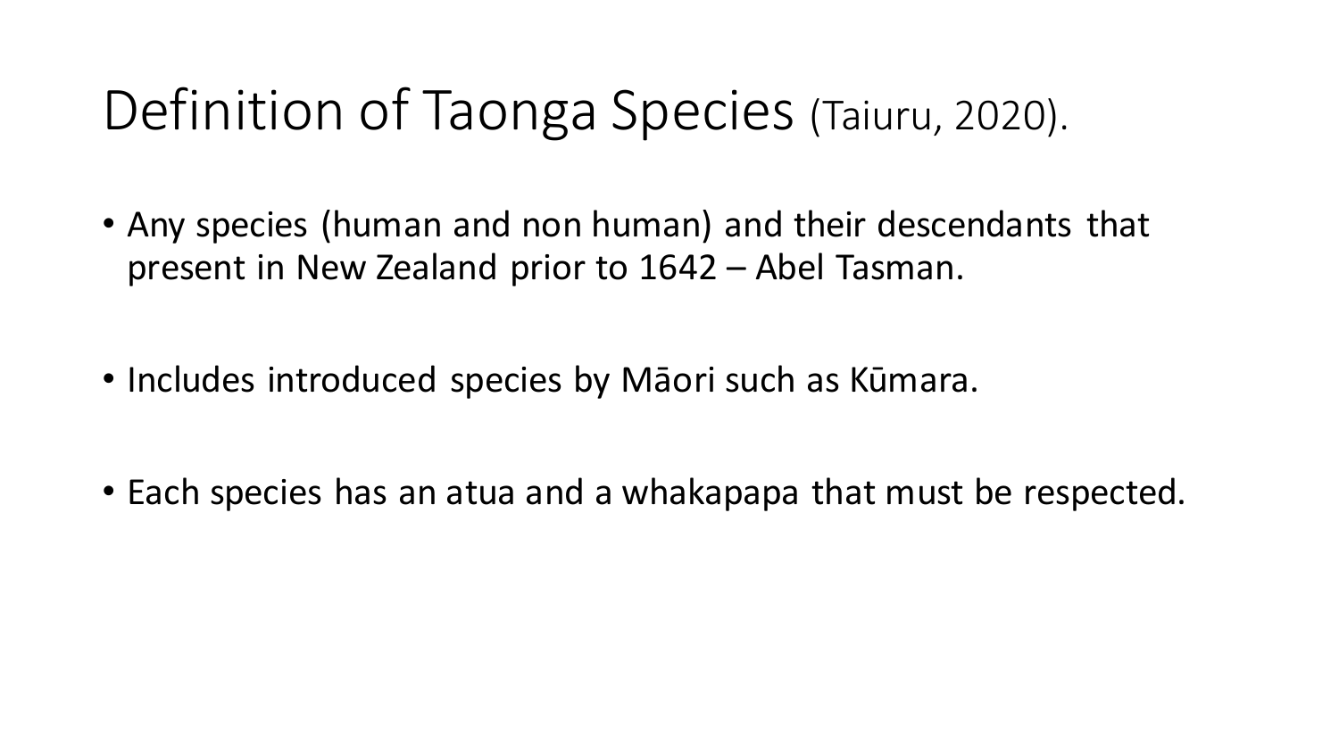# Definition of Taonga Species (Taiuru, 2020).

- Any species (human and non human) and their descendants that present in New Zealand prior to 1642 – Abel Tasman.
- Includes introduced species by Māori such as Kūmara.
- Each species has an atua and a whakapapa that must be respected.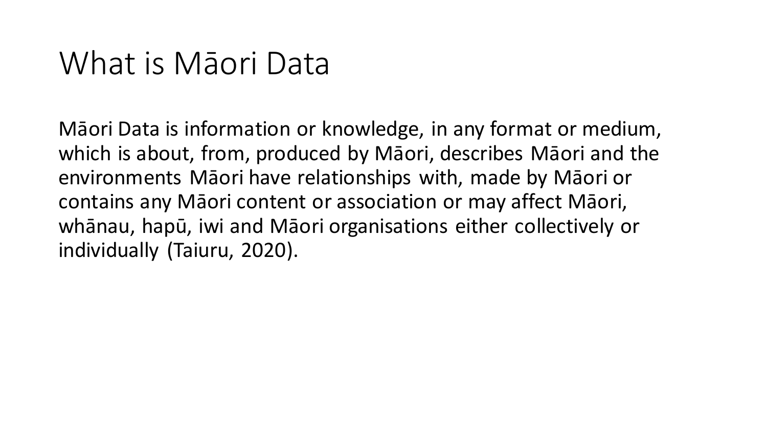# What is Māori Data

Māori Data is information or knowledge, in any format or medium, which is about, from, produced by Māori, describes Māori and the environments Māori have relationships with, made by Māori or contains any Māori content or association or may affect Māori, whānau, hapū, iwi and Māori organisations either collectively or individually (Taiuru, 2020).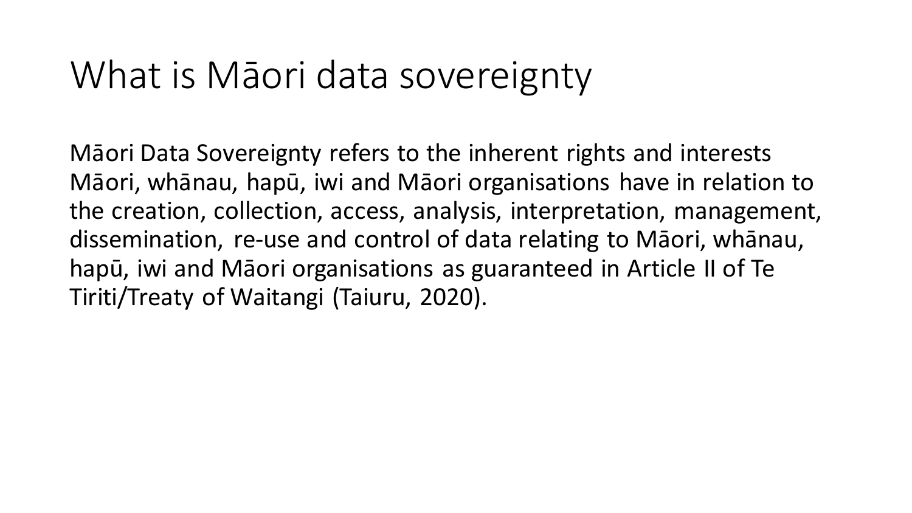# What is Māori data sovereignty

Māori Data Sovereignty refers to the inherent rights and interests Māori, whānau, hapū, iwi and Māori organisations have in relation to the creation, collection, access, analysis, interpretation, management, dissemination, re-use and control of data relating to Māori, whānau, hapū, iwi and Māori organisations as guaranteed in Article II of Te Tiriti/Treaty of Waitangi (Taiuru, 2020).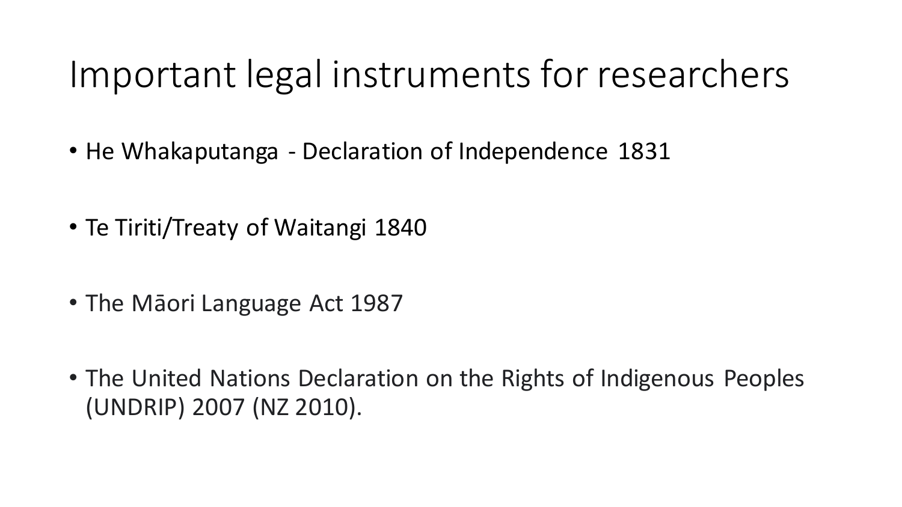# Important legal instruments for researchers

- He Whakaputanga - Declaration of Independence 1831
- Te Tiriti/Treaty of Waitangi 1840
- The Māori Language Act 1987
- The United Nations Declaration on the Rights of Indigenous Peoples (UNDRIP) 2007 (NZ 2010).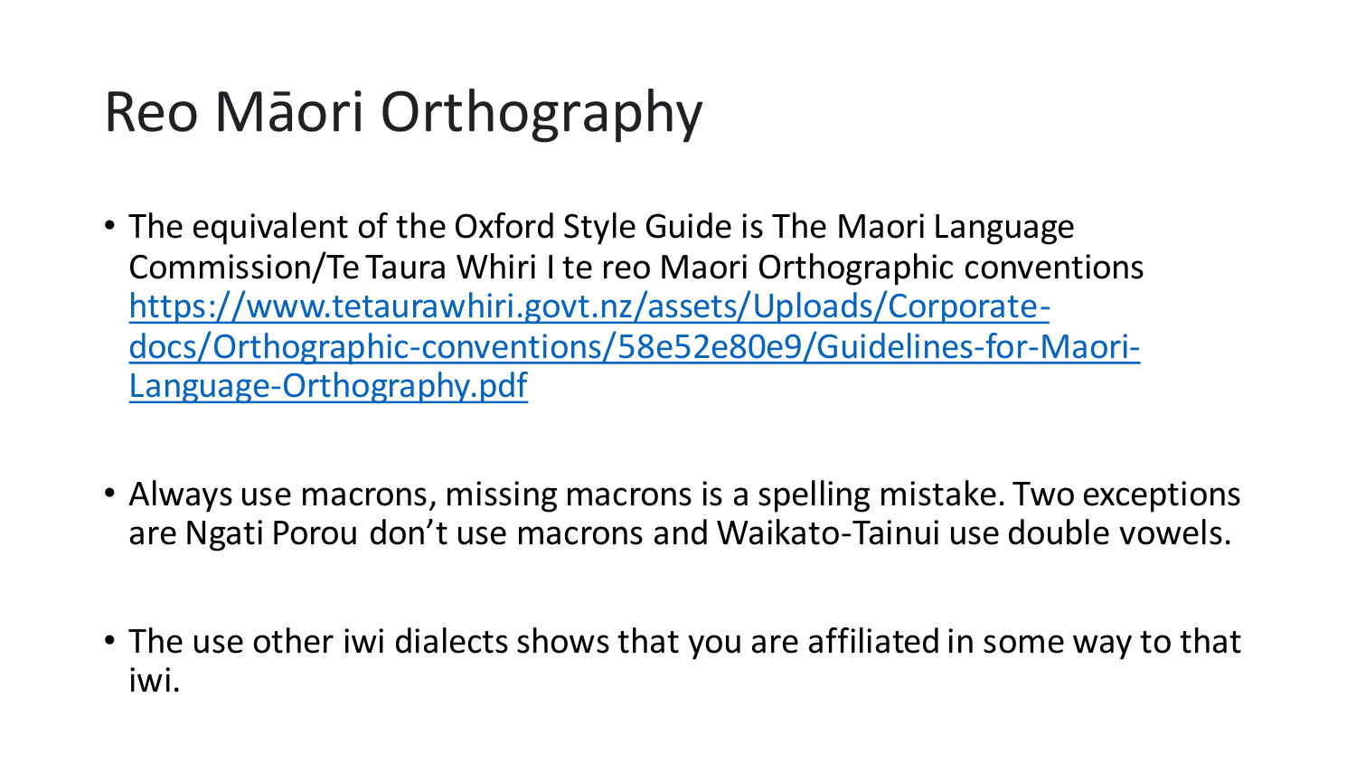# Reo Māori Orthography

- The equivalent of the Oxford Style Guide is The Maori Language Commission/Te Taura Whiri I te reo Maori Orthographic conventions [https://www.tetaurawhiri.govt.nz/assets/Uploads/Corporate-docs/Orthographic-conventions/58e52e80e9/Guidelines-for-Maori-Language-Orthography.pdf](https://www.tetaurawhiri.govt.nz/assets/Uploads/Corporate-docs/Orthographic-conventions/58e52e80e9/Guidelines-for-Maori-Language-Orthography.pdf)

- Always use macrons, missing macrons is a spelling mistake. Two exceptions are Ngati Porou don't use macrons and Waikato-Tainui use double vowels.

- The use other iwi dialects shows that you are affiliated in some way to that iwi.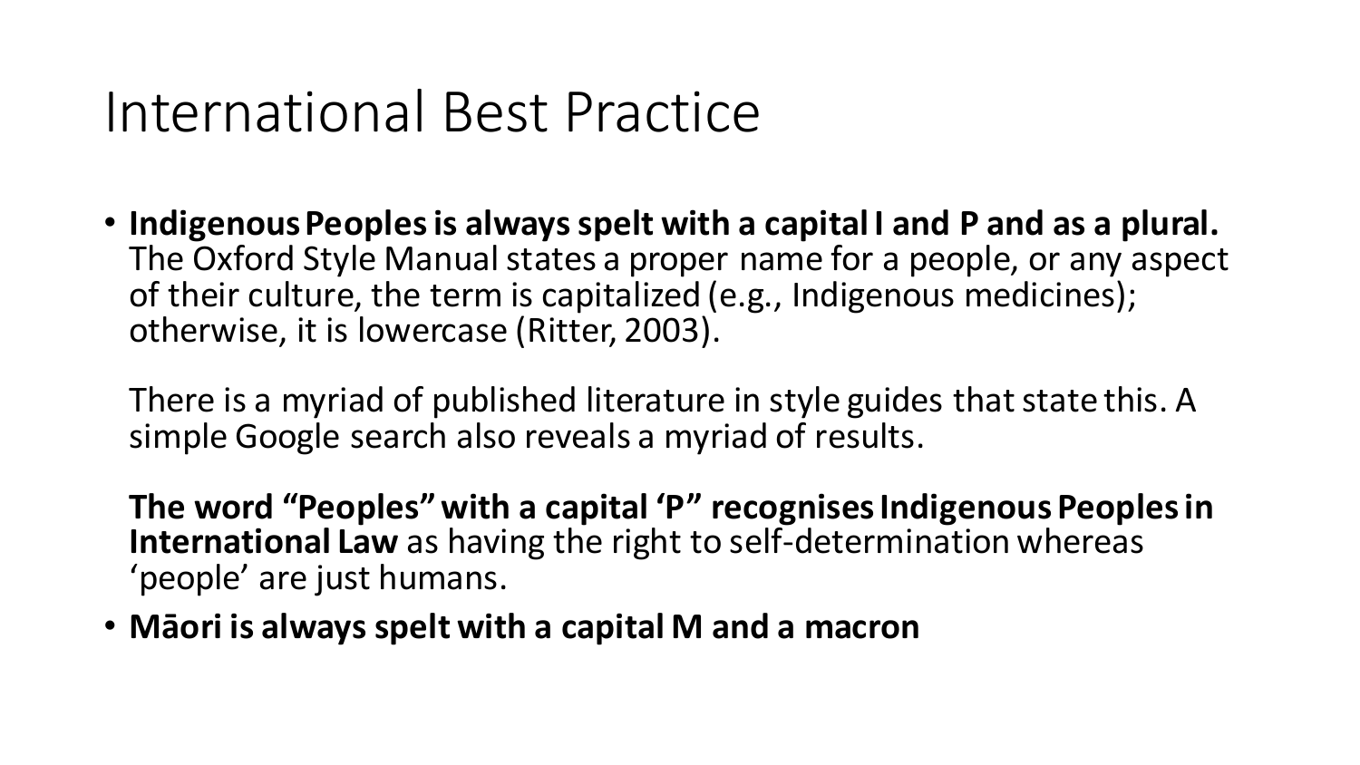# International Best Practice

- **Indigenous Peoples is always spelt with a capital I and P and as a plural.** The Oxford Style Manual states a proper name for a people, or any aspect of their culture, the term is capitalized (e.g., Indigenous medicines); otherwise, it is lowercase (Ritter, 2003).

  There is a myriad of published literature in style guides that state this. A simple Google search also reveals a myriad of results.

  **The word "Peoples" with a capital 'P" recognises Indigenous Peoples in International Law** as having the right to self-determination whereas 'people' are just humans.

- **Māori is always spelt with a capital M and a macron**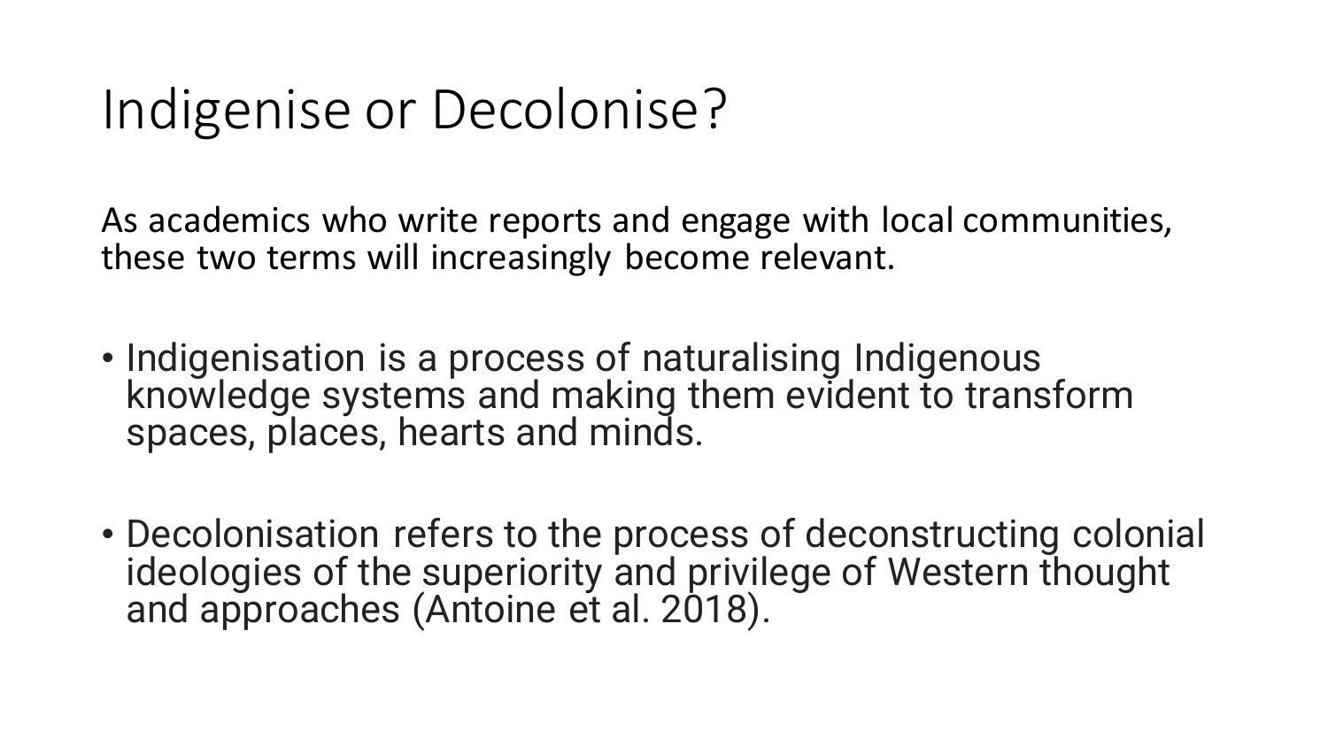# Indigenise or Decolonise?

As academics who write reports and engage with local communities, these two terms will increasingly become relevant.

- Indigenisation is a process of naturalising Indigenous knowledge systems and making them evident to transform spaces, places, hearts and minds.

- Decolonisation refers to the process of deconstructing colonial ideologies of the superiority and privilege of Western thought and approaches (Antoine et al. 2018).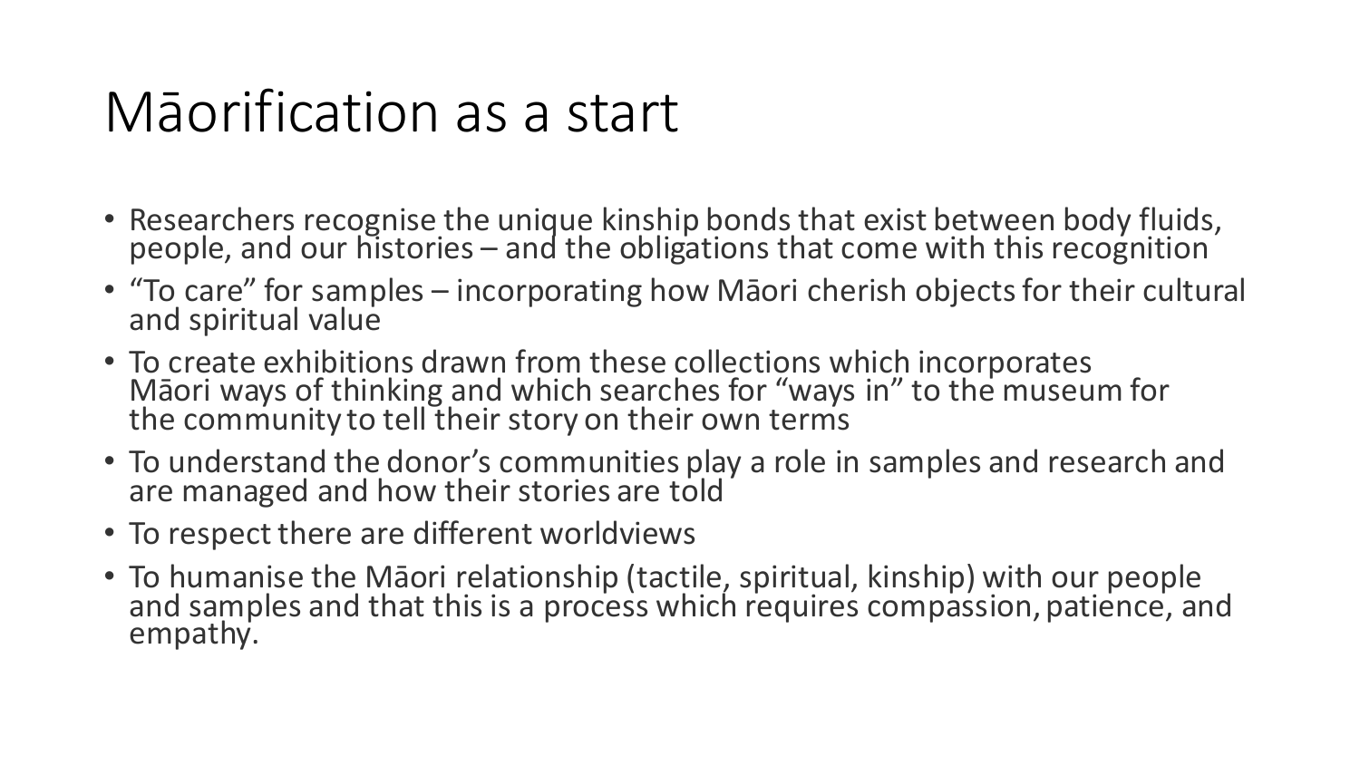# Māorification as a start

- Researchers recognise the unique kinship bonds that exist between body fluids, people, and our histories – and the obligations that come with this recognition
- "To care" for samples – incorporating how Māori cherish objects for their cultural and spiritual value
- To create exhibitions drawn from these collections which incorporates Māori ways of thinking and which searches for "ways in" to the museum for the community to tell their story on their own terms
- To understand the donor's communities play a role in samples and research and are managed and how their stories are told
- To respect there are different worldviews
- To humanise the Māori relationship (tactile, spiritual, kinship) with our people and samples and that this is a process which requires compassion, patience, and empathy.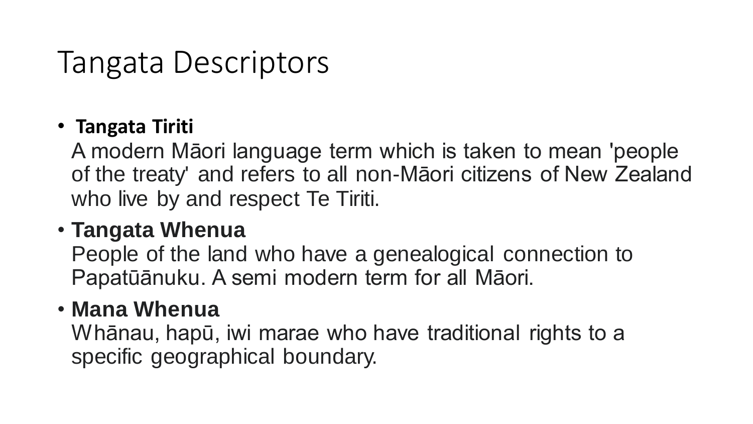# Tangata Descriptors

- **Tangata Tiriti**
  A modern Māori language term which is taken to mean 'people of the treaty' and refers to all non-Māori citizens of New Zealand who live by and respect Te Tiriti.
- **Tangata Whenua**
  People of the land who have a genealogical connection to Papatūānuku. A semi modern term for all Māori.
- **Mana Whenua**
  Whānau, hapū, iwi marae who have traditional rights to a specific geographical boundary.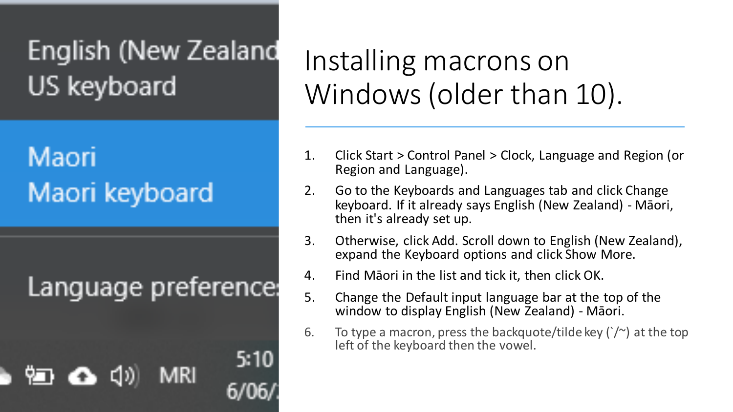# Installing macrons on Windows (older than 10).

1. Click Start > Control Panel > Clock, Language and Region (or Region and Language).
2. Go to the Keyboards and Languages tab and click Change keyboard. If it already says English (New Zealand) - Māori, then it's already set up.
3. Otherwise, click Add. Scroll down to English (New Zealand), expand the Keyboard options and click Show More.
4. Find Māori in the list and tick it, then click OK.
5. Change the Default input language bar at the top of the window to display English (New Zealand) - Māori.
6. To type a macron, press the backquote/tilde key (`/~) at the top left of the keyboard then the vowel.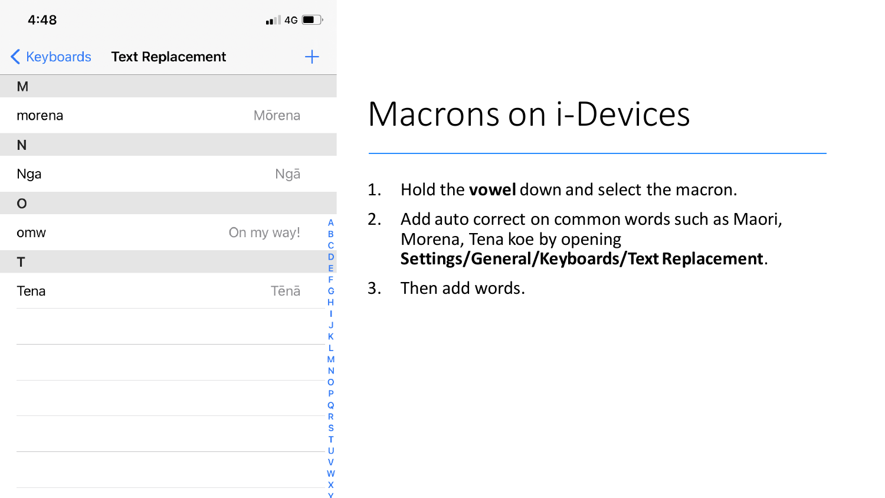# Macrons on i-Devices

1. Hold the **vowel** down and select the macron.
2. Add auto correct on common words such as Maori, Morena, Tena koe by opening **Settings/General/Keyboards/Text Replacement**.
3. Then add words.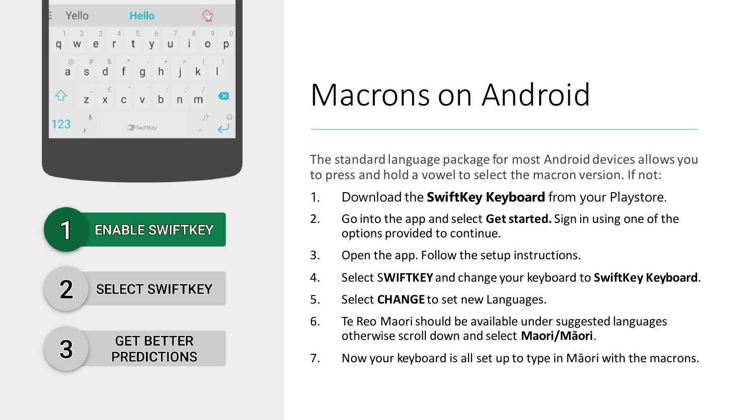# Macrons on Android

The standard language package for most Android devices allows you to press and hold a vowel to select the macron version. If not:

1. Download the **SwiftKey Keyboard** from your Playstore.
2. Go into the app and select **Get started.** Sign in using one of the options provided to continue.
3. Open the app. Follow the setup instructions.
4. Select S**WIFTKEY** and change your keyboard to **SwiftKey Keyboard**.
5. Select **CHANGE** to set new Languages.
6. Te Reo Maori should be available under suggested languages otherwise scroll down and select **Maori/Māori**.
7. Now your keyboard is all set up to type in Māori with the macrons.

1 ENABLE SWIFTKEY

2 SELECT SWIFTKEY

3 GET BETTER PREDICTIONS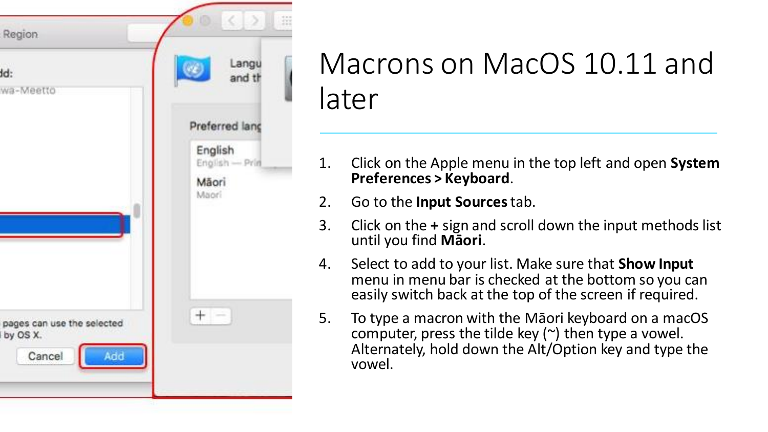# Macrons on MacOS 10.11 and later

1. Click on the Apple menu in the top left and open **System Preferences > Keyboard**.
2. Go to the **Input Sources** tab.
3. Click on the **+** sign and scroll down the input methods list until you find **Māori**.
4. Select to add to your list. Make sure that **Show Input** menu in menu bar is checked at the bottom so you can easily switch back at the top of the screen if required.
5. To type a macron with the Māori keyboard on a macOS computer, press the tilde key (~) then type a vowel. Alternately, hold down the Alt/Option key and type the vowel.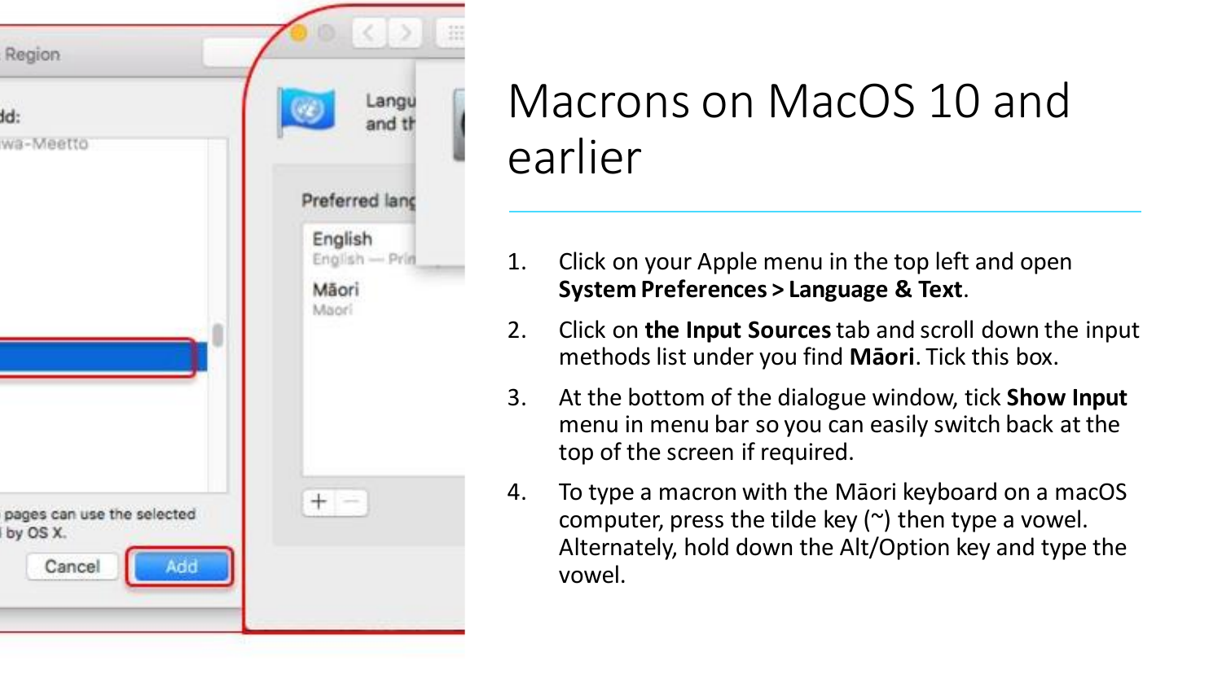# Macrons on MacOS 10 and earlier

1. Click on your Apple menu in the top left and open **System Preferences > Language & Text**.
2. Click on **the Input Sources** tab and scroll down the input methods list under you find **Māori**. Tick this box.
3. At the bottom of the dialogue window, tick **Show Input** menu in menu bar so you can easily switch back at the top of the screen if required.
4. To type a macron with the Māori keyboard on a macOS computer, press the tilde key (~) then type a vowel. Alternately, hold down the Alt/Option key and type the vowel.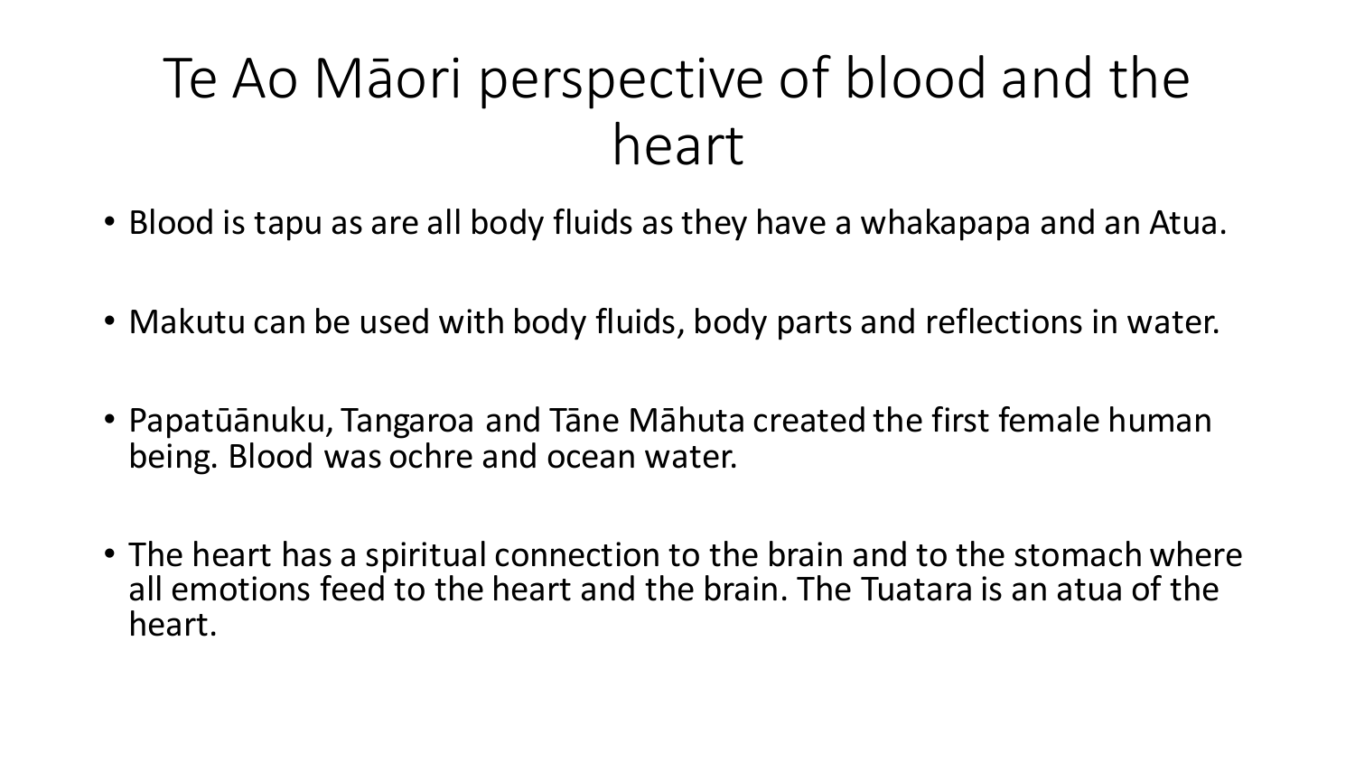# Te Ao Māori perspective of blood and the heart

- Blood is tapu as are all body fluids as they have a whakapapa and an Atua.
- Makutu can be used with body fluids, body parts and reflections in water.
- Papatūānuku, Tangaroa and Tāne Māhuta created the first female human being. Blood was ochre and ocean water.
- The heart has a spiritual connection to the brain and to the stomach where all emotions feed to the heart and the brain. The Tuatara is an atua of the heart.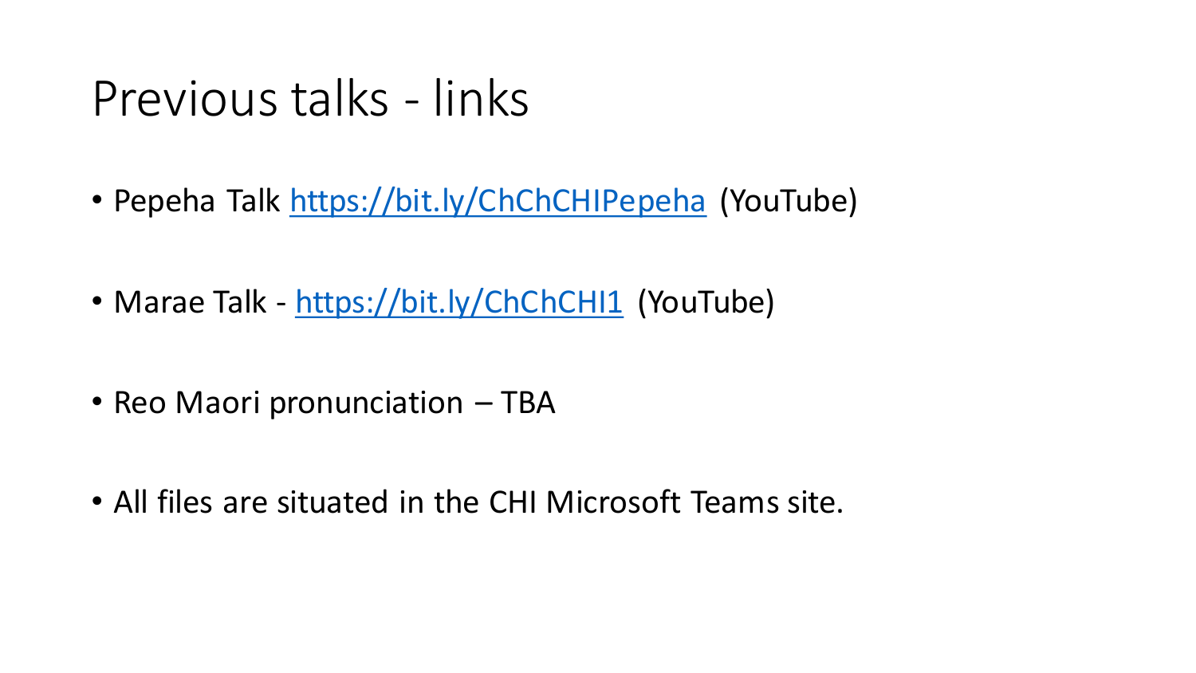# Previous talks - links

- Pepeha Talk https://bit.ly/ChChCHIPepeha (YouTube)

- Marae Talk - https://bit.ly/ChChCHI1 (YouTube)

- Reo Maori pronunciation – TBA

- All files are situated in the CHI Microsoft Teams site.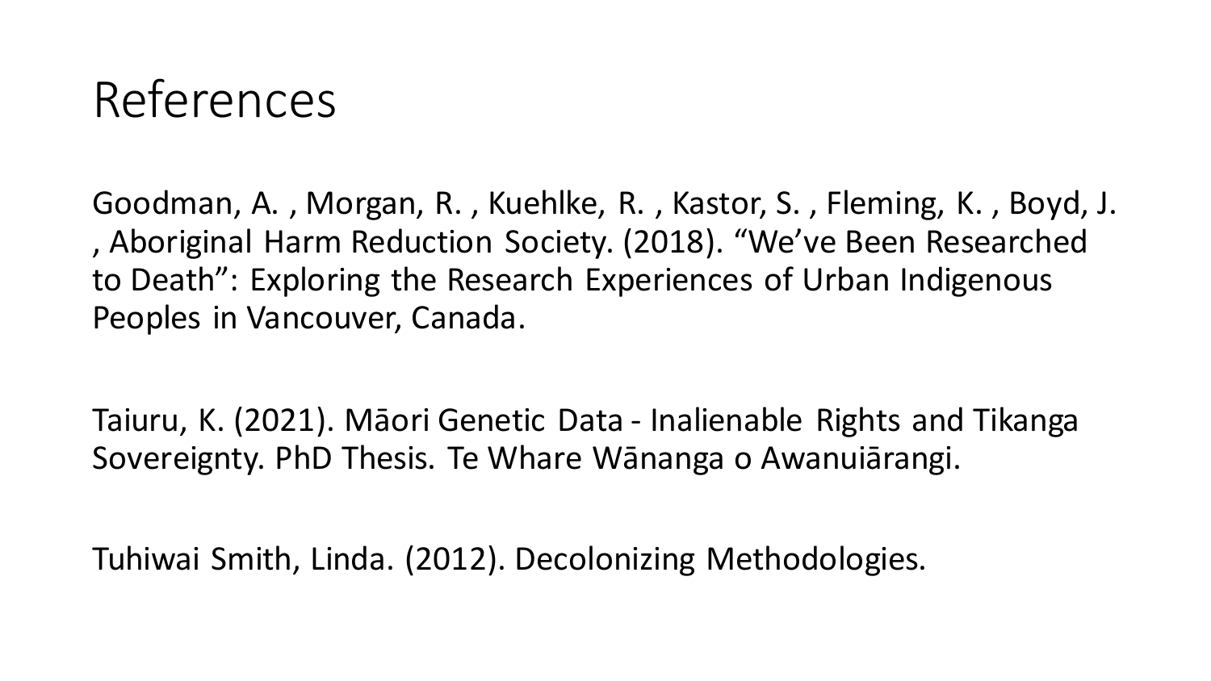# References

Goodman, A. , Morgan, R. , Kuehlke, R. , Kastor, S. , Fleming, K. , Boyd, J. , Aboriginal Harm Reduction Society. (2018). "We've Been Researched to Death": Exploring the Research Experiences of Urban Indigenous Peoples in Vancouver, Canada.

Taiuru, K. (2021). Māori Genetic Data - Inalienable Rights and Tikanga Sovereignty. PhD Thesis. Te Whare Wānanga o Awanuiārangi.

Tuhiwai Smith, Linda. (2012). Decolonizing Methodologies.